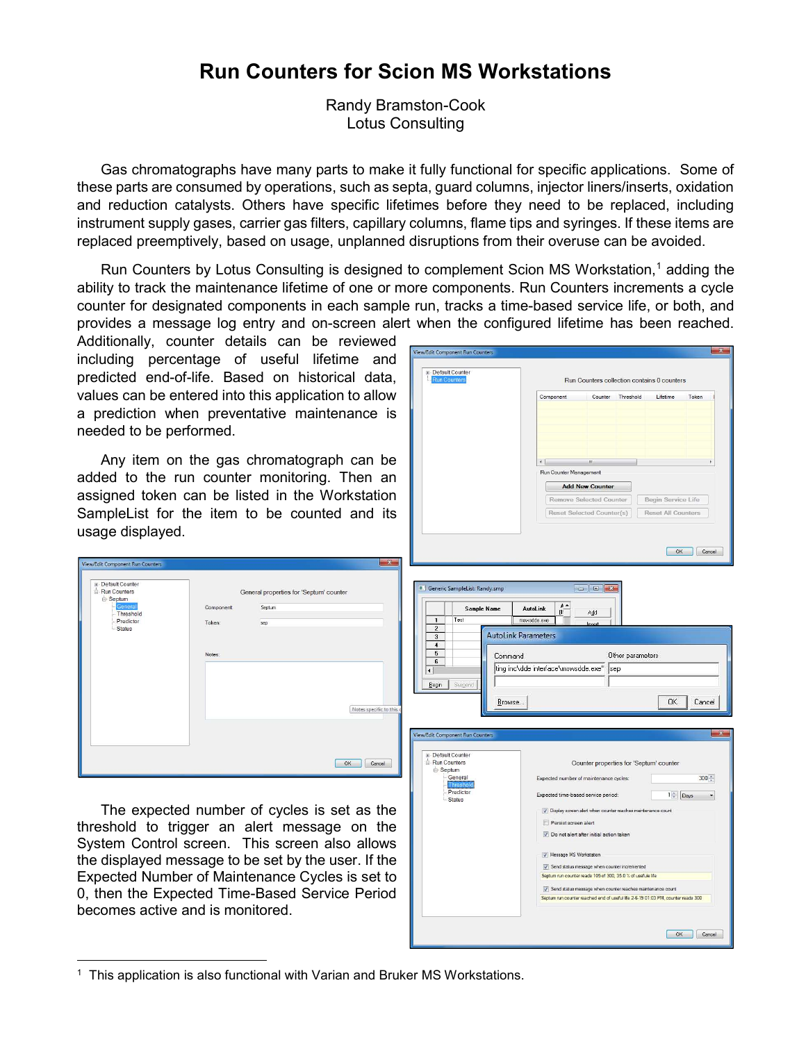# Run Counters for Scion MS Workstations

Randy Bramston-Cook
Lotus Consulting

Gas chromatographs have many parts to make it fully functional for specific applications. Some of these parts are consumed by operations, such as septa, guard columns, injector liners/inserts, oxidation and reduction catalysts. Others have specific lifetimes before they need to be replaced, including instrument supply gases, carrier gas filters, capillary columns, flame tips and syringes. If these items are replaced preemptively, based on usage, unplanned disruptions from their overuse can be avoided.

Run Counters by Lotus Consulting is designed to complement Scion MS Workstation,[1] adding the ability to track the maintenance lifetime of one or more components. Run Counters increments a cycle counter for designated components in each sample run, tracks a time-based service life, or both, and provides a message log entry and on-screen alert when the configured lifetime has been reached. Additionally, counter details can be reviewed including percentage of useful lifetime and predicted end-of-life. Based on historical data, values can be entered into this application to allow a prediction when preventative maintenance is needed to be performed.

Any item on the gas chromatograph can be added to the run counter monitoring. Then an assigned token can be listed in the Workstation SampleList for the item to be counted and its usage displayed.

The expected number of cycles is set as the threshold to trigger an alert message on the System Control screen. This screen also allows the displayed message to be set by the user. If the Expected Number of Maintenance Cycles is set to 0, then the Expected Time-Based Service Period becomes active and is monitored.

---

[1] This application is also functional with Varian and Bruker MS Workstations.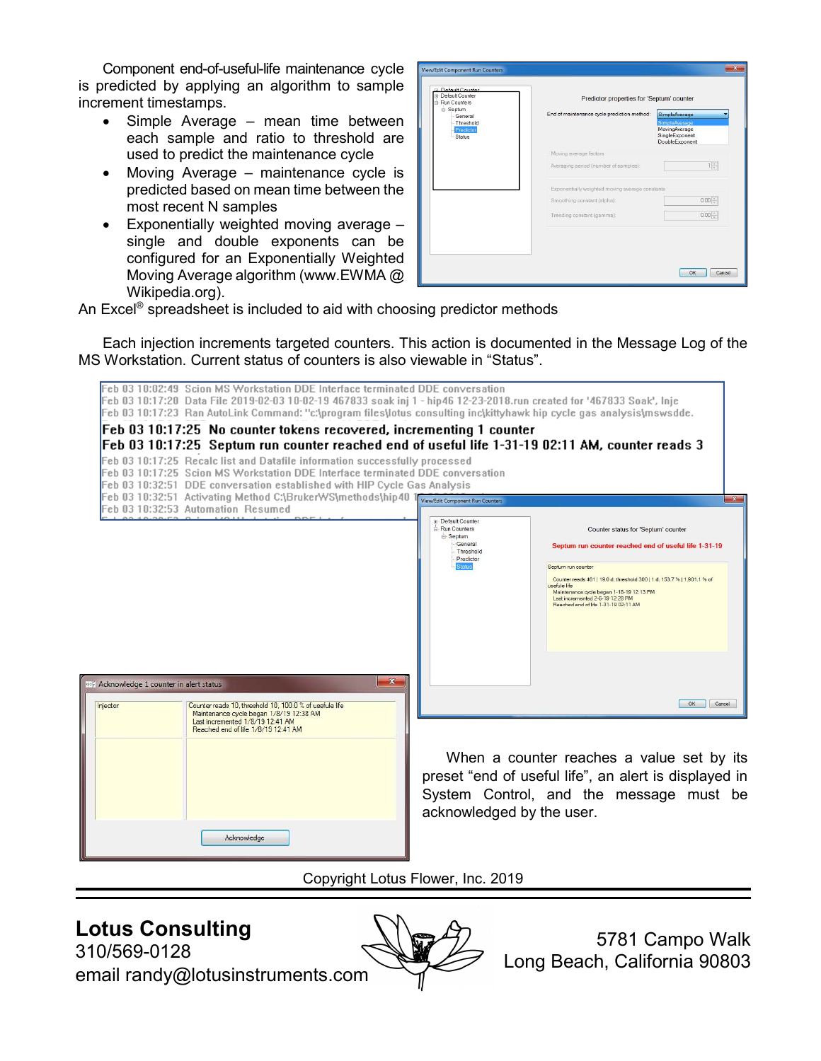Component end-of-useful-life maintenance cycle is predicted by applying an algorithm to sample increment timestamps.

- Simple Average – mean time between each sample and ratio to threshold are used to predict the maintenance cycle
- Moving Average – maintenance cycle is predicted based on mean time between the most recent N samples
- Exponentially weighted moving average – single and double exponents can be configured for an Exponentially Weighted Moving Average algorithm (www.EWMA @ Wikipedia.org).

An Excel® spreadsheet is included to aid with choosing predictor methods

Each injection increments targeted counters. This action is documented in the Message Log of the MS Workstation. Current status of counters is also viewable in “Status”.

When a counter reaches a value set by its preset “end of useful life”, an alert is displayed in System Control, and the message must be acknowledged by the user.

Copyright Lotus Flower, Inc. 2019

**Lotus Consulting**
310/569-0128
email randy@lotusinstruments.com

5781 Campo Walk
Long Beach, California 90803